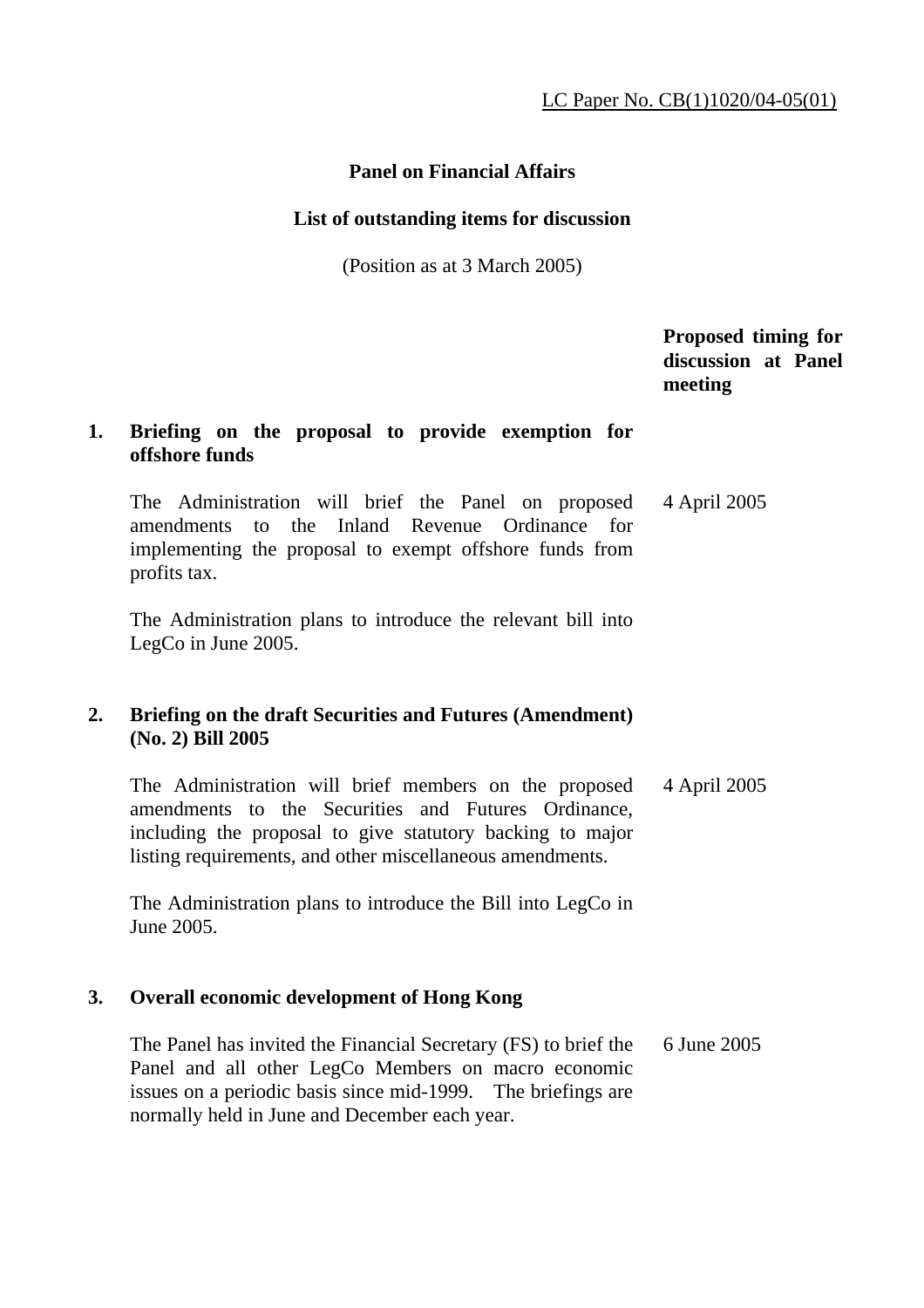LC Paper No. CB(1)1020/04-05(01)

## Panel on Financial Affairs

## List of outstanding items for discussion

(Position as at 3 March 2005)

| | | Proposed timing for discussion at Panel meeting |
|---|---|---|
| **1.** | **Briefing on the proposal to provide exemption for offshore funds** | |
| | The Administration will brief the Panel on proposed amendments to the Inland Revenue Ordinance for implementing the proposal to exempt offshore funds from profits tax. | 4 April 2005 |
| | The Administration plans to introduce the relevant bill into LegCo in June 2005. | |
| **2.** | **Briefing on the draft Securities and Futures (Amendment) (No. 2) Bill 2005** | |
| | The Administration will brief members on the proposed amendments to the Securities and Futures Ordinance, including the proposal to give statutory backing to major listing requirements, and other miscellaneous amendments. | 4 April 2005 |
| | The Administration plans to introduce the Bill into LegCo in June 2005. | |
| **3.** | **Overall economic development of Hong Kong** | |
| | The Panel has invited the Financial Secretary (FS) to brief the Panel and all other LegCo Members on macro economic issues on a periodic basis since mid-1999. The briefings are normally held in June and December each year. | 6 June 2005 |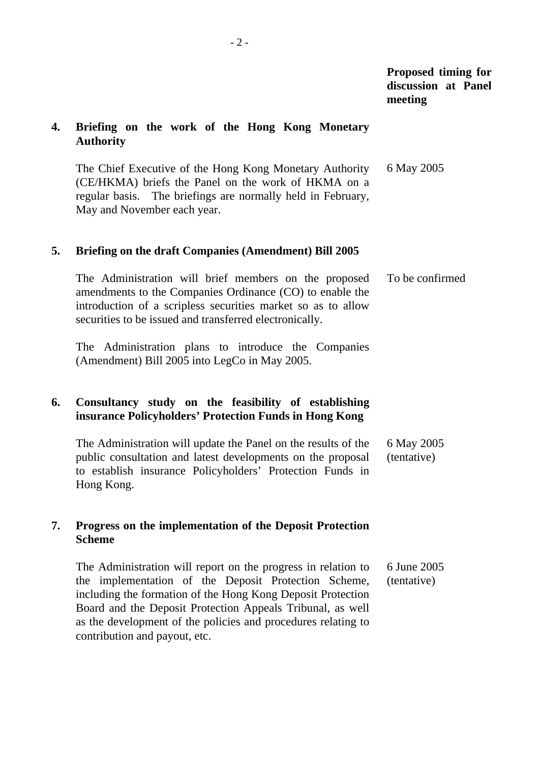| | | Proposed timing for discussion at Panel meeting |
|---|---|---|
| **4.** | **Briefing on the work of the Hong Kong Monetary Authority** | |
| | The Chief Executive of the Hong Kong Monetary Authority (CE/HKMA) briefs the Panel on the work of HKMA on a regular basis. The briefings are normally held in February, May and November each year. | 6 May 2005 |
| **5.** | **Briefing on the draft Companies (Amendment) Bill 2005** | |
| | The Administration will brief members on the proposed amendments to the Companies Ordinance (CO) to enable the introduction of a scripless securities market so as to allow securities to be issued and transferred electronically. | To be confirmed |
| | The Administration plans to introduce the Companies (Amendment) Bill 2005 into LegCo in May 2005. | |
| **6.** | **Consultancy study on the feasibility of establishing insurance Policyholders' Protection Funds in Hong Kong** | |
| | The Administration will update the Panel on the results of the public consultation and latest developments on the proposal to establish insurance Policyholders' Protection Funds in Hong Kong. | 6 May 2005 (tentative) |
| **7.** | **Progress on the implementation of the Deposit Protection Scheme** | |
| | The Administration will report on the progress in relation to the implementation of the Deposit Protection Scheme, including the formation of the Hong Kong Deposit Protection Board and the Deposit Protection Appeals Tribunal, as well as the development of the policies and procedures relating to contribution and payout, etc. | 6 June 2005 (tentative) |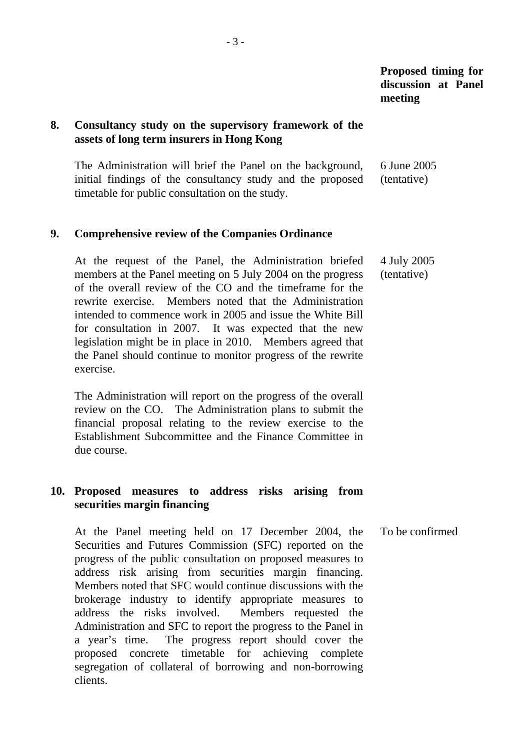| | | Proposed timing for discussion at Panel meeting |
|---|---|---|
| **8.** | **Consultancy study on the supervisory framework of the assets of long term insurers in Hong Kong** | |
| | The Administration will brief the Panel on the background, initial findings of the consultancy study and the proposed timetable for public consultation on the study. | 6 June 2005 (tentative) |
| **9.** | **Comprehensive review of the Companies Ordinance** | |
| | At the request of the Panel, the Administration briefed members at the Panel meeting on 5 July 2004 on the progress of the overall review of the CO and the timeframe for the rewrite exercise. Members noted that the Administration intended to commence work in 2005 and issue the White Bill for consultation in 2007. It was expected that the new legislation might be in place in 2010. Members agreed that the Panel should continue to monitor progress of the rewrite exercise.<br><br>The Administration will report on the progress of the overall review on the CO. The Administration plans to submit the financial proposal relating to the review exercise to the Establishment Subcommittee and the Finance Committee in due course. | 4 July 2005 (tentative) |
| **10.** | **Proposed measures to address risks arising from securities margin financing** | |
| | At the Panel meeting held on 17 December 2004, the Securities and Futures Commission (SFC) reported on the progress of the public consultation on proposed measures to address risk arising from securities margin financing. Members noted that SFC would continue discussions with the brokerage industry to identify appropriate measures to address the risks involved. Members requested the Administration and SFC to report the progress to the Panel in a year's time. The progress report should cover the proposed concrete timetable for achieving complete segregation of collateral of borrowing and non-borrowing clients. | To be confirmed |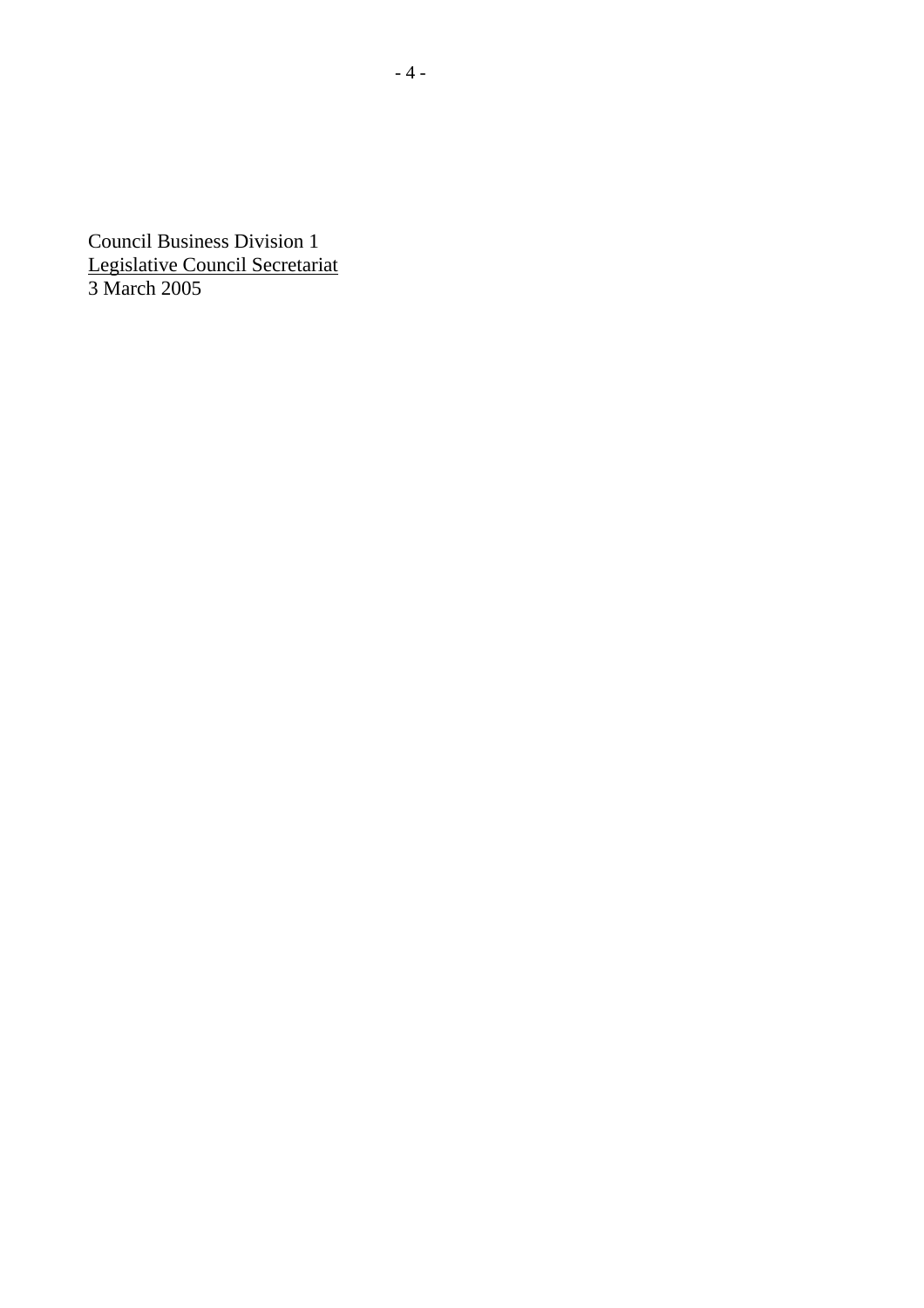Council Business Division 1
Legislative Council Secretariat
3 March 2005